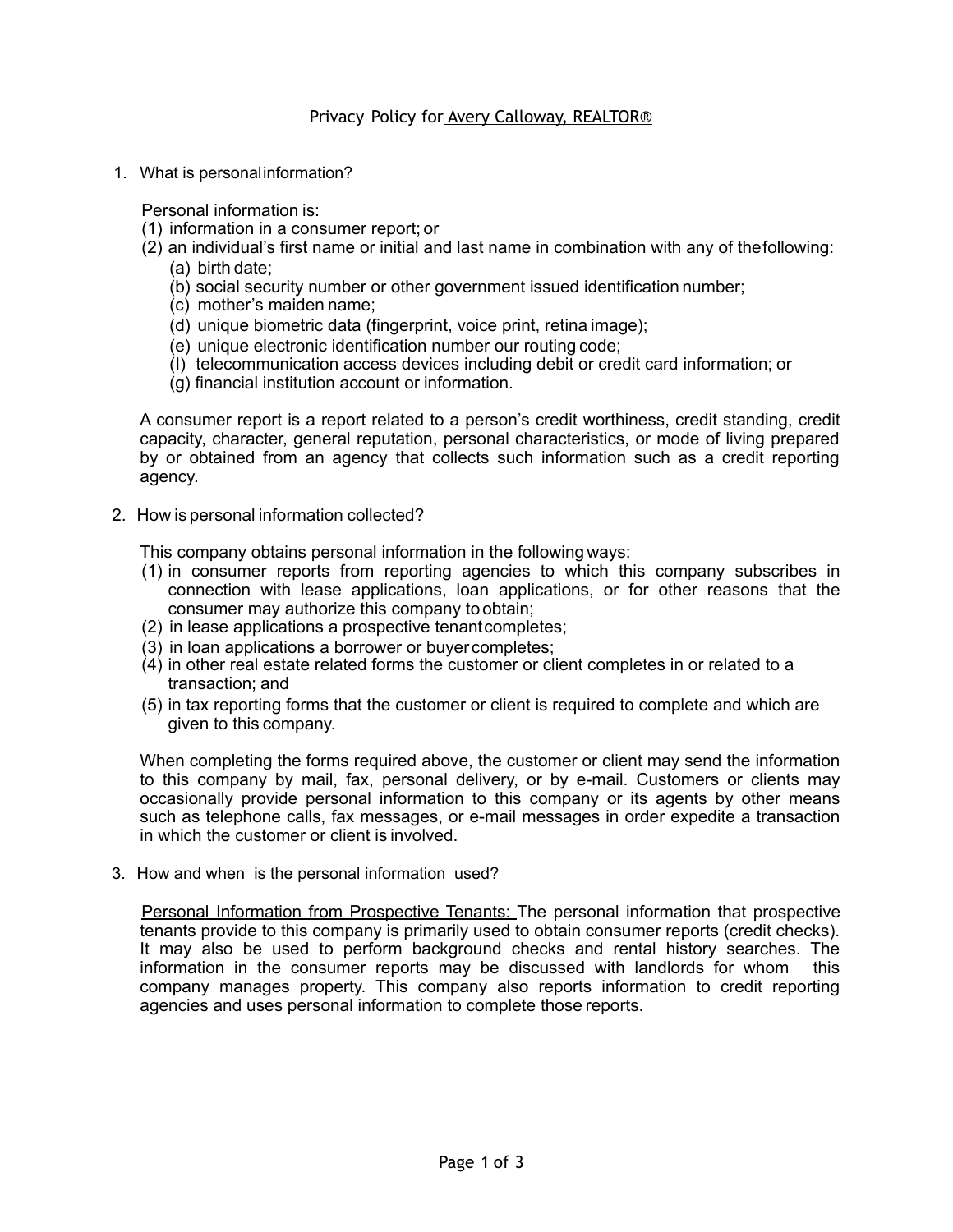# Privacy Policy for Avery Calloway, REALTOR®

1. What is personal information?

   Personal information is:
   (1) information in a consumer report; or
   (2) an individual's first name or initial and last name in combination with any of the following:
   (a) birth date;
   (b) social security number or other government issued identification number;
   (c) mother's maiden name;
   (d) unique biometric data (fingerprint, voice print, retina image);
   (e) unique electronic identification number our routing code;
   (I) telecommunication access devices including debit or credit card information; or
   (g) financial institution account or information.

   A consumer report is a report related to a person's credit worthiness, credit standing, credit capacity, character, general reputation, personal characteristics, or mode of living prepared by or obtained from an agency that collects such information such as a credit reporting agency.

2. How is personal information collected?

   This company obtains personal information in the following ways:
   (1) in consumer reports from reporting agencies to which this company subscribes in connection with lease applications, loan applications, or for other reasons that the consumer may authorize this company to obtain;
   (2) in lease applications a prospective tenant completes;
   (3) in loan applications a borrower or buyer completes;
   (4) in other real estate related forms the customer or client completes in or related to a transaction; and
   (5) in tax reporting forms that the customer or client is required to complete and which are given to this company.

   When completing the forms required above, the customer or client may send the information to this company by mail, fax, personal delivery, or by e-mail. Customers or clients may occasionally provide personal information to this company or its agents by other means such as telephone calls, fax messages, or e-mail messages in order expedite a transaction in which the customer or client is involved.

3. How and when is the personal information used?

   Personal Information from Prospective Tenants: The personal information that prospective tenants provide to this company is primarily used to obtain consumer reports (credit checks). It may also be used to perform background checks and rental history searches. The information in the consumer reports may be discussed with landlords for whom this company manages property. This company also reports information to credit reporting agencies and uses personal information to complete those reports.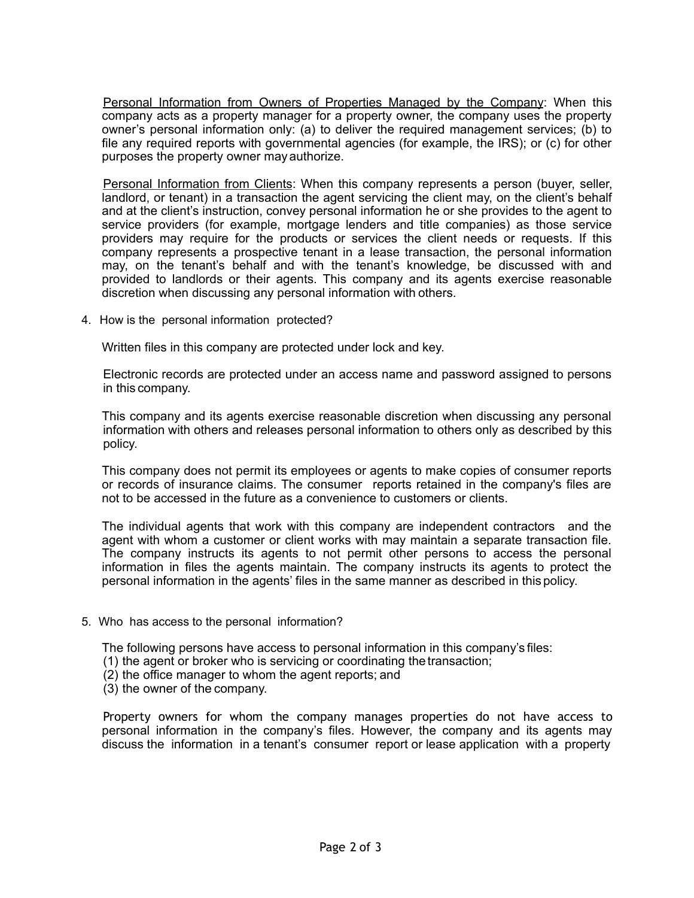Personal Information from Owners of Properties Managed by the Company: When this company acts as a property manager for a property owner, the company uses the property owner's personal information only: (a) to deliver the required management services; (b) to file any required reports with governmental agencies (for example, the IRS); or (c) for other purposes the property owner may authorize.

Personal Information from Clients: When this company represents a person (buyer, seller, landlord, or tenant) in a transaction the agent servicing the client may, on the client's behalf and at the client's instruction, convey personal information he or she provides to the agent to service providers (for example, mortgage lenders and title companies) as those service providers may require for the products or services the client needs or requests. If this company represents a prospective tenant in a lease transaction, the personal information may, on the tenant's behalf and with the tenant's knowledge, be discussed with and provided to landlords or their agents. This company and its agents exercise reasonable discretion when discussing any personal information with others.

4. How is the personal information protected?

Written files in this company are protected under lock and key.

Electronic records are protected under an access name and password assigned to persons in this company.

This company and its agents exercise reasonable discretion when discussing any personal information with others and releases personal information to others only as described by this policy.

This company does not permit its employees or agents to make copies of consumer reports or records of insurance claims. The consumer reports retained in the company's files are not to be accessed in the future as a convenience to customers or clients.

The individual agents that work with this company are independent contractors and the agent with whom a customer or client works with may maintain a separate transaction file. The company instructs its agents to not permit other persons to access the personal information in files the agents maintain. The company instructs its agents to protect the personal information in the agents' files in the same manner as described in this policy.

5. Who has access to the personal information?

The following persons have access to personal information in this company's files:
(1) the agent or broker who is servicing or coordinating the transaction;
(2) the office manager to whom the agent reports; and
(3) the owner of the company.

Property owners for whom the company manages properties do not have access to personal information in the company's files. However, the company and its agents may discuss the information in a tenant's consumer report or lease application with a property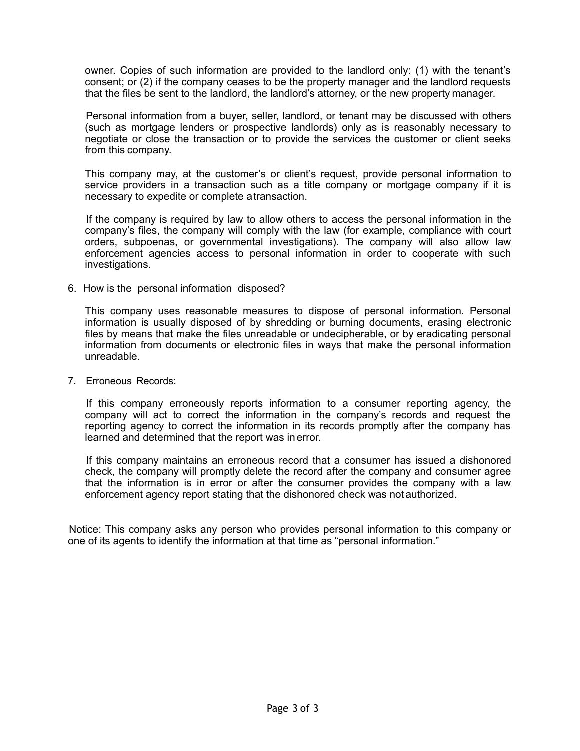owner. Copies of such information are provided to the landlord only: (1) with the tenant's consent; or (2) if the company ceases to be the property manager and the landlord requests that the files be sent to the landlord, the landlord's attorney, or the new property manager.

Personal information from a buyer, seller, landlord, or tenant may be discussed with others (such as mortgage lenders or prospective landlords) only as is reasonably necessary to negotiate or close the transaction or to provide the services the customer or client seeks from this company.

This company may, at the customer's or client's request, provide personal information to service providers in a transaction such as a title company or mortgage company if it is necessary to expedite or complete a transaction.

If the company is required by law to allow others to access the personal information in the company's files, the company will comply with the law (for example, compliance with court orders, subpoenas, or governmental investigations). The company will also allow law enforcement agencies access to personal information in order to cooperate with such investigations.

6. How is the personal information disposed?

   This company uses reasonable measures to dispose of personal information. Personal information is usually disposed of by shredding or burning documents, erasing electronic files by means that make the files unreadable or undecipherable, or by eradicating personal information from documents or electronic files in ways that make the personal information unreadable.

7. Erroneous Records:

   If this company erroneously reports information to a consumer reporting agency, the company will act to correct the information in the company's records and request the reporting agency to correct the information in its records promptly after the company has learned and determined that the report was in error.

   If this company maintains an erroneous record that a consumer has issued a dishonored check, the company will promptly delete the record after the company and consumer agree that the information is in error or after the consumer provides the company with a law enforcement agency report stating that the dishonored check was not authorized.

Notice: This company asks any person who provides personal information to this company or one of its agents to identify the information at that time as "personal information."